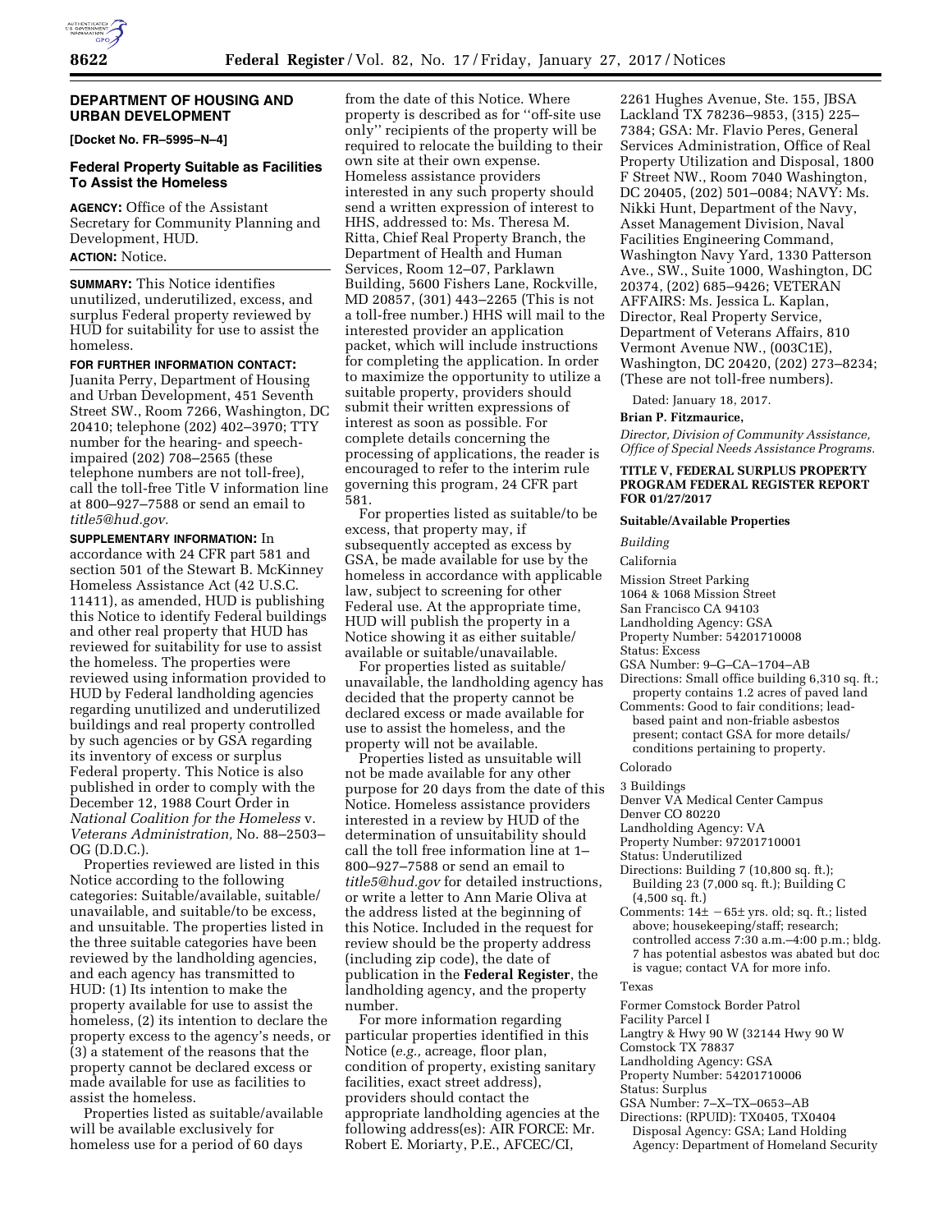## DEPARTMENT OF HOUSING AND URBAN DEVELOPMENT

**[Docket No. FR–5995–N–4]**

### Federal Property Suitable as Facilities To Assist the Homeless

**AGENCY:** Office of the Assistant Secretary for Community Planning and Development, HUD.

**ACTION:** Notice.

**SUMMARY:** This Notice identifies unutilized, underutilized, excess, and surplus Federal property reviewed by HUD for suitability for use to assist the homeless.

**FOR FURTHER INFORMATION CONTACT:** Juanita Perry, Department of Housing and Urban Development, 451 Seventh Street SW., Room 7266, Washington, DC 20410; telephone (202) 402–3970; TTY number for the hearing- and speech-impaired (202) 708–2565 (these telephone numbers are not toll-free), call the toll-free Title V information line at 800–927–7588 or send an email to *title5@hud.gov.*

**SUPPLEMENTARY INFORMATION:** In accordance with 24 CFR part 581 and section 501 of the Stewart B. McKinney Homeless Assistance Act (42 U.S.C. 11411), as amended, HUD is publishing this Notice to identify Federal buildings and other real property that HUD has reviewed for suitability for use to assist the homeless. The properties were reviewed using information provided to HUD by Federal landholding agencies regarding unutilized and underutilized buildings and real property controlled by such agencies or by GSA regarding its inventory of excess or surplus Federal property. This Notice is also published in order to comply with the December 12, 1988 Court Order in *National Coalition for the Homeless* v. *Veterans Administration,* No. 88–2503–OG (D.D.C.).

Properties reviewed are listed in this Notice according to the following categories: Suitable/available, suitable/unavailable, and suitable/to be excess, and unsuitable. The properties listed in the three suitable categories have been reviewed by the landholding agencies, and each agency has transmitted to HUD: (1) Its intention to make the property available for use to assist the homeless, (2) its intention to declare the property excess to the agency's needs, or (3) a statement of the reasons that the property cannot be declared excess or made available for use as facilities to assist the homeless.

Properties listed as suitable/available will be available exclusively for homeless use for a period of 60 days from the date of this Notice. Where property is described as for ''off-site use only'' recipients of the property will be required to relocate the building to their own site at their own expense. Homeless assistance providers interested in any such property should send a written expression of interest to HHS, addressed to: Ms. Theresa M. Ritta, Chief Real Property Branch, the Department of Health and Human Services, Room 12–07, Parklawn Building, 5600 Fishers Lane, Rockville, MD 20857, (301) 443–2265 (This is not a toll-free number.) HHS will mail to the interested provider an application packet, which will include instructions for completing the application. In order to maximize the opportunity to utilize a suitable property, providers should submit their written expressions of interest as soon as possible. For complete details concerning the processing of applications, the reader is encouraged to refer to the interim rule governing this program, 24 CFR part 581.

For properties listed as suitable/to be excess, that property may, if subsequently accepted as excess by GSA, be made available for use by the homeless in accordance with applicable law, subject to screening for other Federal use. At the appropriate time, HUD will publish the property in a Notice showing it as either suitable/available or suitable/unavailable.

For properties listed as suitable/unavailable, the landholding agency has decided that the property cannot be declared excess or made available for use to assist the homeless, and the property will not be available.

Properties listed as unsuitable will not be made available for any other purpose for 20 days from the date of this Notice. Homeless assistance providers interested in a review by HUD of the determination of unsuitability should call the toll free information line at 1–800–927–7588 or send an email to *title5@hud.gov* for detailed instructions, or write a letter to Ann Marie Oliva at the address listed at the beginning of this Notice. Included in the request for review should be the property address (including zip code), the date of publication in the **Federal Register**, the landholding agency, and the property number.

For more information regarding particular properties identified in this Notice (*e.g.,* acreage, floor plan, condition of property, existing sanitary facilities, exact street address), providers should contact the appropriate landholding agencies at the following address(es): AIR FORCE: Mr. Robert E. Moriarty, P.E., AFCEC/CI, 2261 Hughes Avenue, Ste. 155, JBSA Lackland TX 78236–9853, (315) 225–7384; GSA: Mr. Flavio Peres, General Services Administration, Office of Real Property Utilization and Disposal, 1800 F Street NW., Room 7040 Washington, DC 20405, (202) 501–0084; NAVY: Ms. Nikki Hunt, Department of the Navy, Asset Management Division, Naval Facilities Engineering Command, Washington Navy Yard, 1330 Patterson Ave., SW., Suite 1000, Washington, DC 20374, (202) 685–9426; VETERAN AFFAIRS: Ms. Jessica L. Kaplan, Director, Real Property Service, Department of Veterans Affairs, 810 Vermont Avenue NW., (003C1E), Washington, DC 20420, (202) 273–8234; (These are not toll-free numbers).

Dated: January 18, 2017.

**Brian P. Fitzmaurice,**

*Director, Division of Community Assistance, Office of Special Needs Assistance Programs.*

### TITLE V, FEDERAL SURPLUS PROPERTY PROGRAM FEDERAL REGISTER REPORT FOR 01/27/2017

#### Suitable/Available Properties

*Building*

California

Mission Street Parking
1064 & 1068 Mission Street
San Francisco CA 94103
Landholding Agency: GSA
Property Number: 54201710008
Status: Excess
GSA Number: 9–G–CA–1704–AB
Directions: Small office building 6,310 sq. ft.; property contains 1.2 acres of paved land
Comments: Good to fair conditions; lead-based paint and non-friable asbestos present; contact GSA for more details/conditions pertaining to property.

Colorado

3 Buildings
Denver VA Medical Center Campus
Denver CO 80220
Landholding Agency: VA
Property Number: 97201710001
Status: Underutilized
Directions: Building 7 (10,800 sq. ft.); Building 23 (7,000 sq. ft.); Building C (4,500 sq. ft.)
Comments: 14± −65± yrs. old; sq. ft.; listed above; housekeeping/staff; research; controlled access 7:30 a.m.–4:00 p.m.; bldg. 7 has potential asbestos was abated but doc is vague; contact VA for more info.

Texas

Former Comstock Border Patrol Facility Parcel I
Langtry & Hwy 90 W (32144 Hwy 90 W
Comstock TX 78837
Landholding Agency: GSA
Property Number: 54201710006
Status: Surplus
GSA Number: 7–X–TX–0653–AB
Directions: (RPUID): TX0405, TX0404 Disposal Agency: GSA; Land Holding Agency: Department of Homeland Security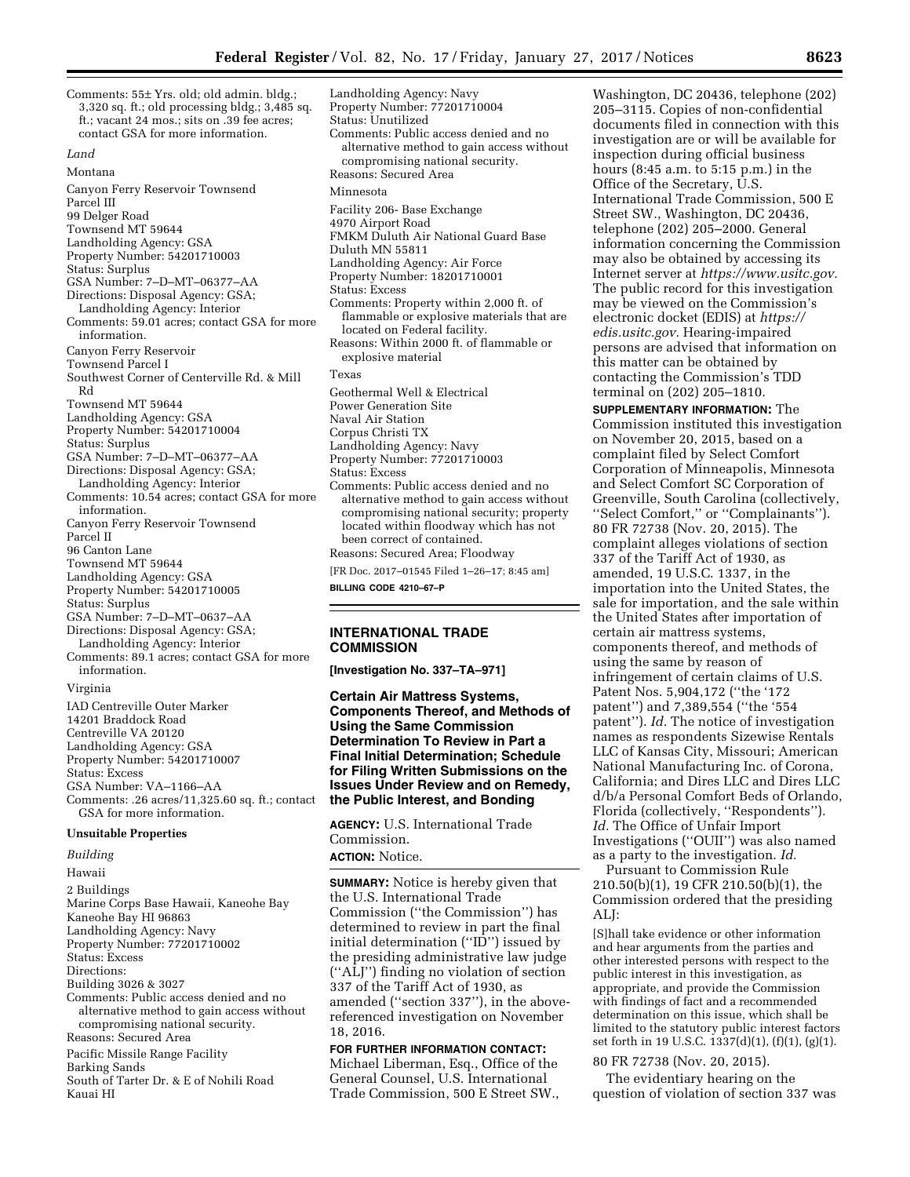Comments: 55± Yrs. old; old admin. bldg.; 3,320 sq. ft.; old processing bldg.; 3,485 sq. ft.; vacant 24 mos.; sits on .39 fee acres; contact GSA for more information.

*Land*

Montana

Canyon Ferry Reservoir Townsend Parcel III
99 Delger Road
Townsend MT 59644
Landholding Agency: GSA
Property Number: 54201710003
Status: Surplus
GSA Number: 7–D–MT–06377–AA
Directions: Disposal Agency: GSA; Landholding Agency: Interior
Comments: 59.01 acres; contact GSA for more information.

Canyon Ferry Reservoir
Townsend Parcel I
Southwest Corner of Centerville Rd. & Mill Rd
Townsend MT 59644
Landholding Agency: GSA
Property Number: 54201710004
Status: Surplus
GSA Number: 7–D–MT–06377–AA
Directions: Disposal Agency: GSA; Landholding Agency: Interior
Comments: 10.54 acres; contact GSA for more information.

Canyon Ferry Reservoir Townsend Parcel II
96 Canton Lane
Townsend MT 59644
Landholding Agency: GSA
Property Number: 54201710005
Status: Surplus
GSA Number: 7–D–MT–0637–AA
Directions: Disposal Agency: GSA; Landholding Agency: Interior
Comments: 89.1 acres; contact GSA for more information.

Virginia

IAD Centreville Outer Marker
14201 Braddock Road
Centreville VA 20120
Landholding Agency: GSA
Property Number: 54201710007
Status: Excess
GSA Number: VA–1166–AA
Comments: .26 acres/11,325.60 sq. ft.; contact GSA for more information.

**Unsuitable Properties**

*Building*

Hawaii

2 Buildings
Marine Corps Base Hawaii, Kaneohe Bay
Kaneohe Bay HI 96863
Landholding Agency: Navy
Property Number: 77201710002
Status: Excess
Directions:
Building 3026 & 3027
Comments: Public access denied and no alternative method to gain access without compromising national security.
Reasons: Secured Area

Pacific Missile Range Facility
Barking Sands
South of Tarter Dr. & E of Nohili Road
Kauai HI
Landholding Agency: Navy
Property Number: 77201710004
Status: Unutilized
Comments: Public access denied and no alternative method to gain access without compromising national security.
Reasons: Secured Area

Minnesota

Facility 206- Base Exchange
4970 Airport Road
FMKM Duluth Air National Guard Base
Duluth MN 55811
Landholding Agency: Air Force
Property Number: 18201710001
Status: Excess
Comments: Property within 2,000 ft. of flammable or explosive materials that are located on Federal facility.
Reasons: Within 2000 ft. of flammable or explosive material

Texas

Geothermal Well & Electrical
Power Generation Site
Naval Air Station
Corpus Christi TX
Landholding Agency: Navy
Property Number: 77201710003
Status: Excess
Comments: Public access denied and no alternative method to gain access without compromising national security; property located within floodway which has not been correct of contained.
Reasons: Secured Area; Floodway

[FR Doc. 2017–01545 Filed 1–26–17; 8:45 am]

**BILLING CODE 4210–67–P**

## INTERNATIONAL TRADE COMMISSION

**[Investigation No. 337–TA–971]**

### Certain Air Mattress Systems, Components Thereof, and Methods of Using the Same Commission Determination To Review in Part a Final Initial Determination; Schedule for Filing Written Submissions on the Issues Under Review and on Remedy, the Public Interest, and Bonding

**AGENCY:** U.S. International Trade Commission.

**ACTION:** Notice.

**SUMMARY:** Notice is hereby given that the U.S. International Trade Commission (''the Commission'') has determined to review in part the final initial determination (''ID'') issued by the presiding administrative law judge (''ALJ'') finding no violation of section 337 of the Tariff Act of 1930, as amended (''section 337''), in the above-referenced investigation on November 18, 2016.

**FOR FURTHER INFORMATION CONTACT:** Michael Liberman, Esq., Office of the General Counsel, U.S. International Trade Commission, 500 E Street SW., Washington, DC 20436, telephone (202) 205–3115. Copies of non-confidential documents filed in connection with this investigation are or will be available for inspection during official business hours (8:45 a.m. to 5:15 p.m.) in the Office of the Secretary, U.S. International Trade Commission, 500 E Street SW., Washington, DC 20436, telephone (202) 205–2000. General information concerning the Commission may also be obtained by accessing its Internet server at *https://www.usitc.gov.* The public record for this investigation may be viewed on the Commission's electronic docket (EDIS) at *https://edis.usitc.gov.* Hearing-impaired persons are advised that information on this matter can be obtained by contacting the Commission's TDD terminal on (202) 205–1810.

**SUPPLEMENTARY INFORMATION:** The Commission instituted this investigation on November 20, 2015, based on a complaint filed by Select Comfort Corporation of Minneapolis, Minnesota and Select Comfort SC Corporation of Greenville, South Carolina (collectively, ''Select Comfort,'' or ''Complainants''). 80 FR 72738 (Nov. 20, 2015). The complaint alleges violations of section 337 of the Tariff Act of 1930, as amended, 19 U.S.C. 1337, in the importation into the United States, the sale for importation, and the sale within the United States after importation of certain air mattress systems, components thereof, and methods of using the same by reason of infringement of certain claims of U.S. Patent Nos. 5,904,172 (''the '172 patent'') and 7,389,554 (''the '554 patent''). *Id.* The notice of investigation names as respondents Sizewise Rentals LLC of Kansas City, Missouri; American National Manufacturing Inc. of Corona, California; and Dires LLC and Dires LLC d/b/a Personal Comfort Beds of Orlando, Florida (collectively, ''Respondents''). *Id.* The Office of Unfair Import Investigations (''OUII'') was also named as a party to the investigation. *Id.*

Pursuant to Commission Rule 210.50(b)(1), 19 CFR 210.50(b)(1), the Commission ordered that the presiding ALJ:

> [S]hall take evidence or other information and hear arguments from the parties and other interested persons with respect to the public interest in this investigation, as appropriate, and provide the Commission with findings of fact and a recommended determination on this issue, which shall be limited to the statutory public interest factors set forth in 19 U.S.C. 1337(d)(1), (f)(1), (g)(1).

80 FR 72738 (Nov. 20, 2015).

The evidentiary hearing on the question of violation of section 337 was